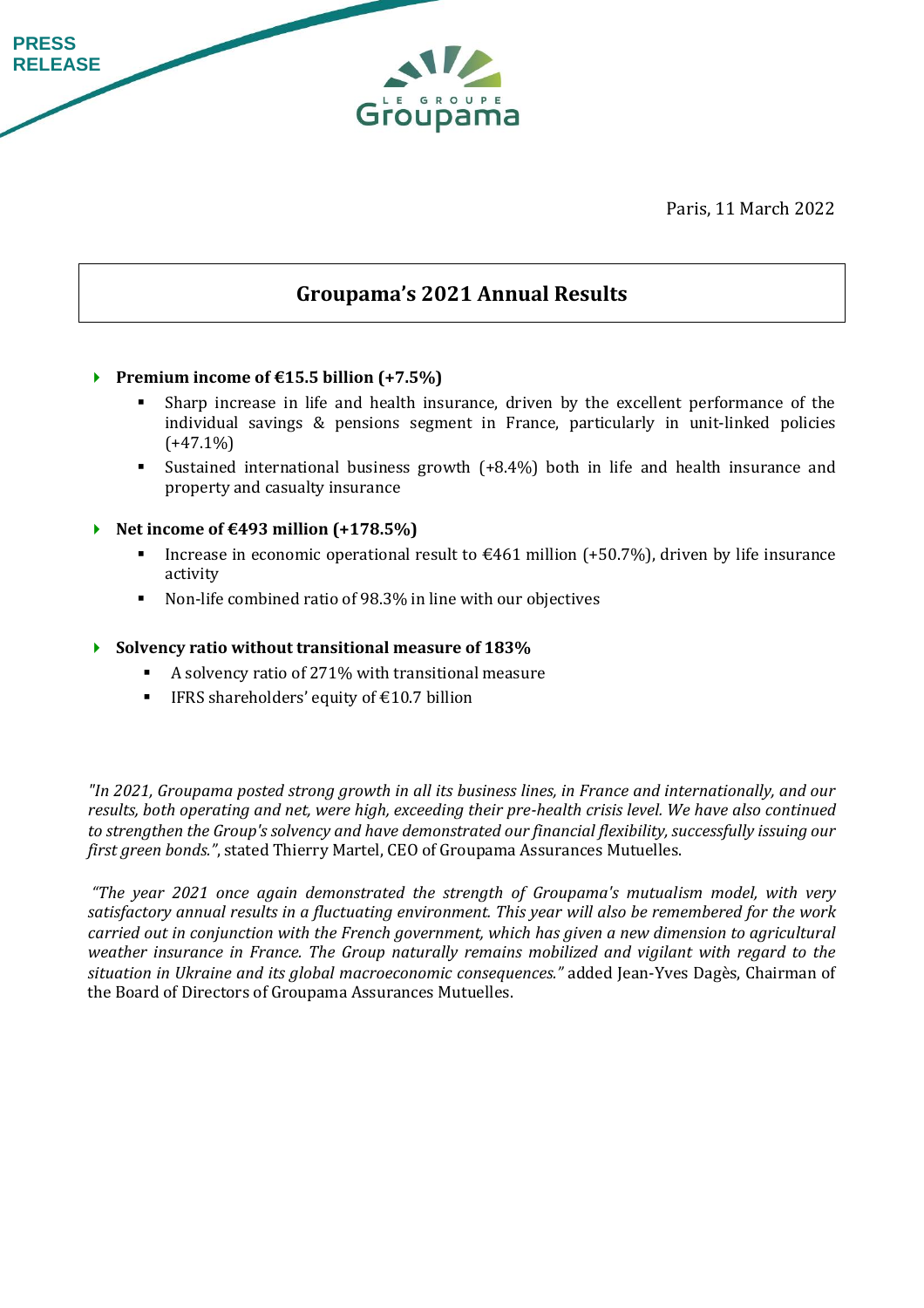PRESS RELEASE

Paris, 11 March 2022

# Groupama's 2021 Annual Results

- **Premium income of €15.5 billion (+7.5%)**
  - Sharp increase in life and health insurance, driven by the excellent performance of the individual savings & pensions segment in France, particularly in unit-linked policies (+47.1%)
  - Sustained international business growth (+8.4%) both in life and health insurance and property and casualty insurance

- **Net income of €493 million (+178.5%)**
  - Increase in economic operational result to €461 million (+50.7%), driven by life insurance activity
  - Non-life combined ratio of 98.3% in line with our objectives

- **Solvency ratio without transitional measure of 183%**
  - A solvency ratio of 271% with transitional measure
  - IFRS shareholders' equity of €10.7 billion

*"In 2021, Groupama posted strong growth in all its business lines, in France and internationally, and our results, both operating and net, were high, exceeding their pre-health crisis level. We have also continued to strengthen the Group's solvency and have demonstrated our financial flexibility, successfully issuing our first green bonds."*, stated Thierry Martel, CEO of Groupama Assurances Mutuelles.

*"The year 2021 once again demonstrated the strength of Groupama's mutualism model, with very satisfactory annual results in a fluctuating environment. This year will also be remembered for the work carried out in conjunction with the French government, which has given a new dimension to agricultural weather insurance in France. The Group naturally remains mobilized and vigilant with regard to the situation in Ukraine and its global macroeconomic consequences."* added Jean-Yves Dagès, Chairman of the Board of Directors of Groupama Assurances Mutuelles.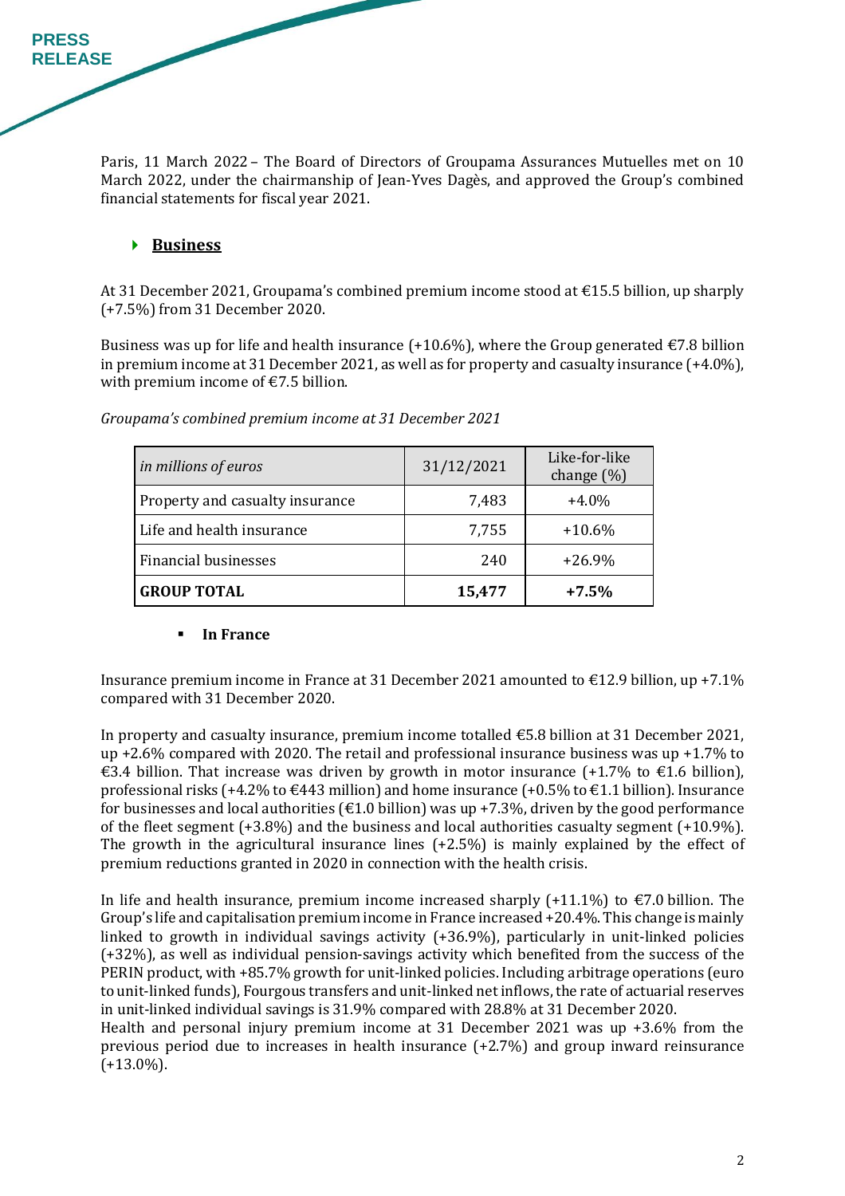Paris, 11 March 2022 – The Board of Directors of Groupama Assurances Mutuelles met on 10 March 2022, under the chairmanship of Jean-Yves Dagès, and approved the Group's combined financial statements for fiscal year 2021.

## Business

At 31 December 2021, Groupama's combined premium income stood at €15.5 billion, up sharply (+7.5%) from 31 December 2020.

Business was up for life and health insurance (+10.6%), where the Group generated €7.8 billion in premium income at 31 December 2021, as well as for property and casualty insurance (+4.0%), with premium income of €7.5 billion.

*Groupama's combined premium income at 31 December 2021*

| *in millions of euros* | 31/12/2021 | Like-for-like change (%) |
|---|---|---|
| Property and casualty insurance | 7,483 | +4.0% |
| Life and health insurance | 7,755 | +10.6% |
| Financial businesses | 240 | +26.9% |
| **GROUP TOTAL** | **15,477** | **+7.5%** |

- **In France**

Insurance premium income in France at 31 December 2021 amounted to €12.9 billion, up +7.1% compared with 31 December 2020.

In property and casualty insurance, premium income totalled €5.8 billion at 31 December 2021, up +2.6% compared with 2020. The retail and professional insurance business was up +1.7% to €3.4 billion. That increase was driven by growth in motor insurance (+1.7% to €1.6 billion), professional risks (+4.2% to €443 million) and home insurance (+0.5% to €1.1 billion). Insurance for businesses and local authorities (€1.0 billion) was up +7.3%, driven by the good performance of the fleet segment (+3.8%) and the business and local authorities casualty segment (+10.9%). The growth in the agricultural insurance lines (+2.5%) is mainly explained by the effect of premium reductions granted in 2020 in connection with the health crisis.

In life and health insurance, premium income increased sharply (+11.1%) to €7.0 billion. The Group's life and capitalisation premium income in France increased +20.4%. This change is mainly linked to growth in individual savings activity (+36.9%), particularly in unit-linked policies (+32%), as well as individual pension-savings activity which benefited from the success of the PERIN product, with +85.7% growth for unit-linked policies. Including arbitrage operations (euro to unit-linked funds), Fourgous transfers and unit-linked net inflows, the rate of actuarial reserves in unit-linked individual savings is 31.9% compared with 28.8% at 31 December 2020.
Health and personal injury premium income at 31 December 2021 was up +3.6% from the previous period due to increases in health insurance (+2.7%) and group inward reinsurance (+13.0%).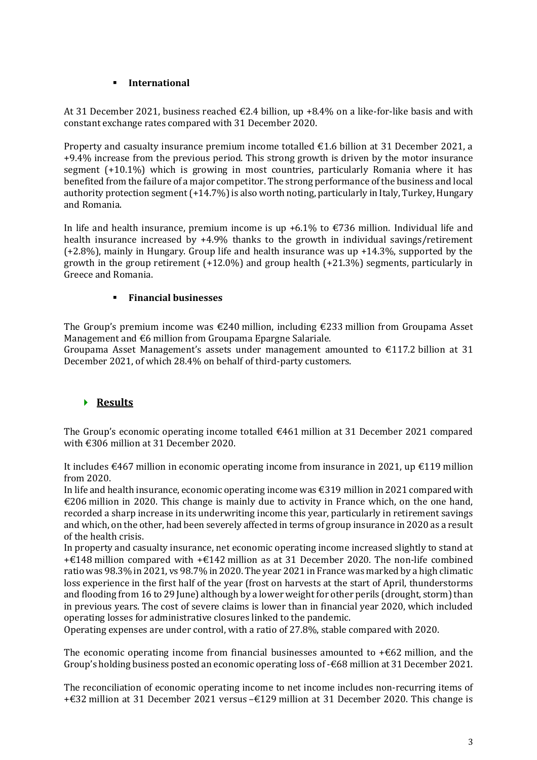- **International**

At 31 December 2021, business reached €2.4 billion, up +8.4% on a like-for-like basis and with constant exchange rates compared with 31 December 2020.

Property and casualty insurance premium income totalled €1.6 billion at 31 December 2021, a +9.4% increase from the previous period. This strong growth is driven by the motor insurance segment (+10.1%) which is growing in most countries, particularly Romania where it has benefited from the failure of a major competitor. The strong performance of the business and local authority protection segment (+14.7%) is also worth noting, particularly in Italy, Turkey, Hungary and Romania.

In life and health insurance, premium income is up +6.1% to €736 million. Individual life and health insurance increased by +4.9% thanks to the growth in individual savings/retirement (+2.8%), mainly in Hungary. Group life and health insurance was up +14.3%, supported by the growth in the group retirement (+12.0%) and group health (+21.3%) segments, particularly in Greece and Romania.

- **Financial businesses**

The Group's premium income was €240 million, including €233 million from Groupama Asset Management and €6 million from Groupama Epargne Salariale.
Groupama Asset Management's assets under management amounted to €117.2 billion at 31 December 2021, of which 28.4% on behalf of third-party customers.

## Results

The Group's economic operating income totalled €461 million at 31 December 2021 compared with €306 million at 31 December 2020.

It includes €467 million in economic operating income from insurance in 2021, up €119 million from 2020.
In life and health insurance, economic operating income was €319 million in 2021 compared with €206 million in 2020. This change is mainly due to activity in France which, on the one hand, recorded a sharp increase in its underwriting income this year, particularly in retirement savings and which, on the other, had been severely affected in terms of group insurance in 2020 as a result of the health crisis.
In property and casualty insurance, net economic operating income increased slightly to stand at +€148 million compared with +€142 million as at 31 December 2020. The non-life combined ratio was 98.3% in 2021, vs 98.7% in 2020. The year 2021 in France was marked by a high climatic loss experience in the first half of the year (frost on harvests at the start of April, thunderstorms and flooding from 16 to 29 June) although by a lower weight for other perils (drought, storm) than in previous years. The cost of severe claims is lower than in financial year 2020, which included operating losses for administrative closures linked to the pandemic.
Operating expenses are under control, with a ratio of 27.8%, stable compared with 2020.

The economic operating income from financial businesses amounted to +€62 million, and the Group's holding business posted an economic operating loss of -€68 million at 31 December 2021.

The reconciliation of economic operating income to net income includes non-recurring items of +€32 million at 31 December 2021 versus –€129 million at 31 December 2020. This change is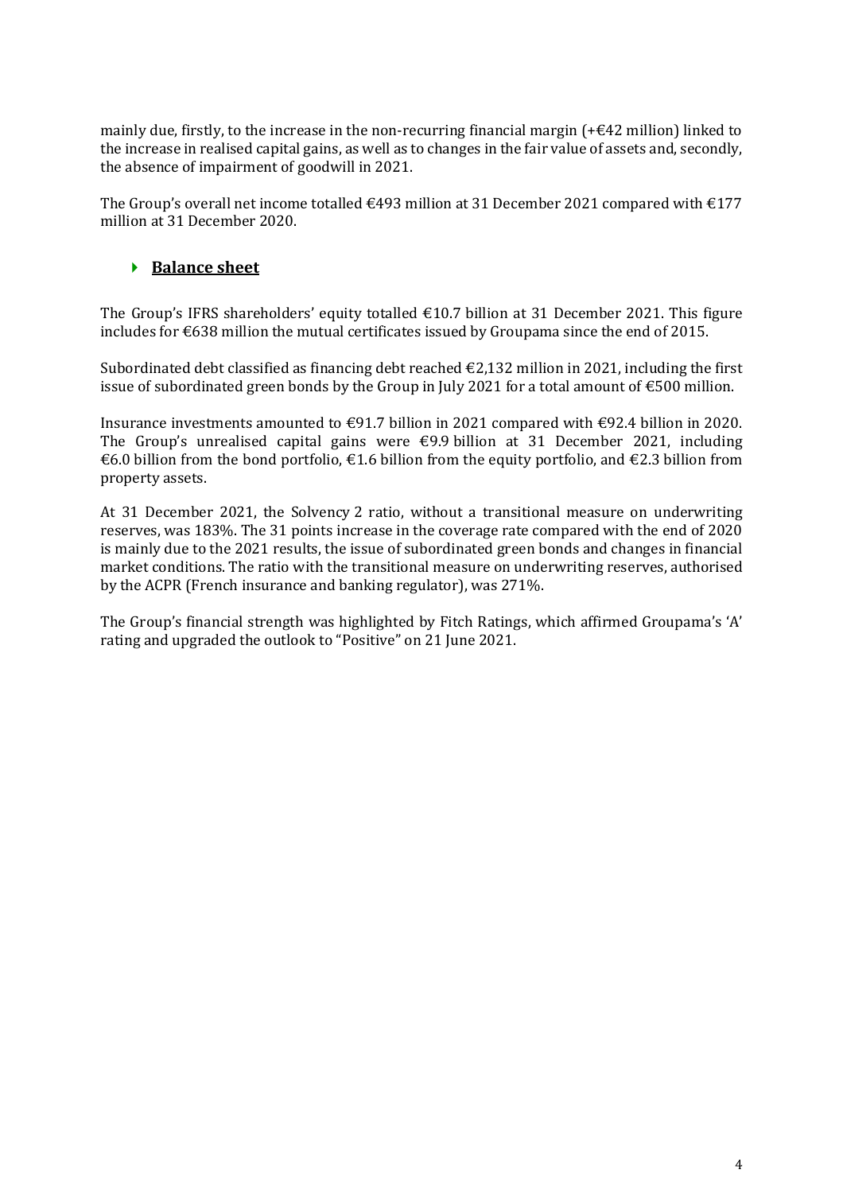mainly due, firstly, to the increase in the non-recurring financial margin (+€42 million) linked to the increase in realised capital gains, as well as to changes in the fair value of assets and, secondly, the absence of impairment of goodwill in 2021.

The Group's overall net income totalled €493 million at 31 December 2021 compared with €177 million at 31 December 2020.

## **Balance sheet**

The Group's IFRS shareholders' equity totalled €10.7 billion at 31 December 2021. This figure includes for €638 million the mutual certificates issued by Groupama since the end of 2015.

Subordinated debt classified as financing debt reached €2,132 million in 2021, including the first issue of subordinated green bonds by the Group in July 2021 for a total amount of €500 million.

Insurance investments amounted to €91.7 billion in 2021 compared with €92.4 billion in 2020. The Group's unrealised capital gains were €9.9 billion at 31 December 2021, including €6.0 billion from the bond portfolio, €1.6 billion from the equity portfolio, and €2.3 billion from property assets.

At 31 December 2021, the Solvency 2 ratio, without a transitional measure on underwriting reserves, was 183%. The 31 points increase in the coverage rate compared with the end of 2020 is mainly due to the 2021 results, the issue of subordinated green bonds and changes in financial market conditions. The ratio with the transitional measure on underwriting reserves, authorised by the ACPR (French insurance and banking regulator), was 271%.

The Group's financial strength was highlighted by Fitch Ratings, which affirmed Groupama's 'A' rating and upgraded the outlook to "Positive" on 21 June 2021.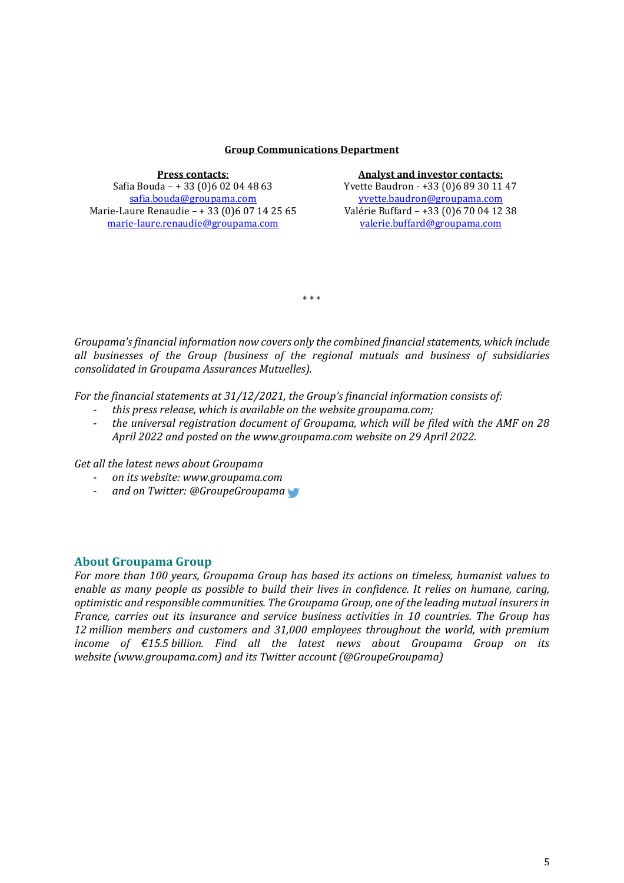**Group Communications Department**

**Press contacts**:
Safia Bouda – + 33 (0)6 02 04 48 63
safia.bouda@groupama.com
Marie-Laure Renaudie – + 33 (0)6 07 14 25 65
marie-laure.renaudie@groupama.com

**Analyst and investor contacts:**
Yvette Baudron - +33 (0)6 89 30 11 47
yvette.baudron@groupama.com
Valérie Buffard – +33 (0)6 70 04 12 38
valerie.buffard@groupama.com

\* \* \*

*Groupama's financial information now covers only the combined financial statements, which include all businesses of the Group (business of the regional mutuals and business of subsidiaries consolidated in Groupama Assurances Mutuelles).*

*For the financial statements at 31/12/2021, the Group's financial information consists of:*

- *this press release, which is available on the website groupama.com;*
- *the universal registration document of Groupama, which will be filed with the AMF on 28 April 2022 and posted on the www.groupama.com website on 29 April 2022.*

*Get all the latest news about Groupama*

- *on its website: www.groupama.com*
- *and on Twitter: @GroupeGroupama*

## About Groupama Group

*For more than 100 years, Groupama Group has based its actions on timeless, humanist values to enable as many people as possible to build their lives in confidence. It relies on humane, caring, optimistic and responsible communities. The Groupama Group, one of the leading mutual insurers in France, carries out its insurance and service business activities in 10 countries. The Group has 12 million members and customers and 31,000 employees throughout the world, with premium income of €15.5 billion. Find all the latest news about Groupama Group on its website (www.groupama.com) and its Twitter account (@GroupeGroupama)*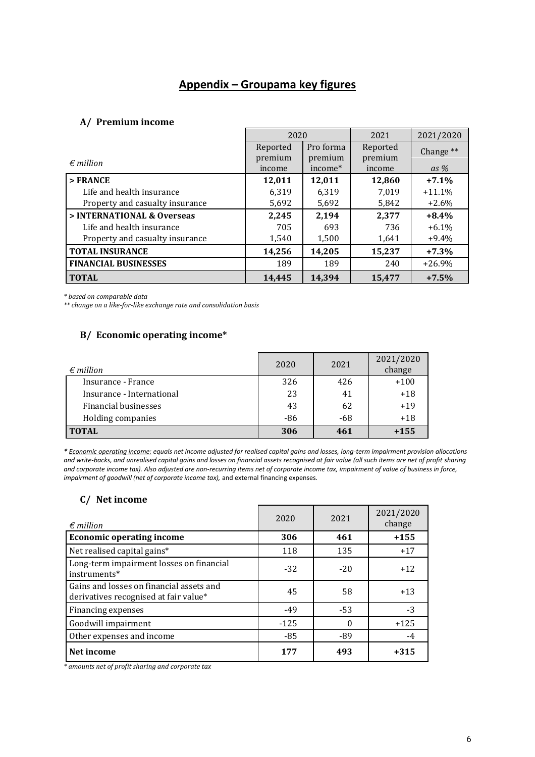# Appendix – Groupama key figures

### A/ Premium income

| *€ million* | 2020 | | 2021 | 2021/2020 |
|---|---|---|---|---|
| | Reported premium income | Pro forma premium income* | Reported premium income | Change ** *as %* |
| **> FRANCE** | **12,011** | **12,011** | **12,860** | **+7.1%** |
| Life and health insurance | 6,319 | 6,319 | 7,019 | +11.1% |
| Property and casualty insurance | 5,692 | 5,692 | 5,842 | +2.6% |
| **> INTERNATIONAL & Overseas** | **2,245** | **2,194** | **2,377** | **+8.4%** |
| Life and health insurance | 705 | 693 | 736 | +6.1% |
| Property and casualty insurance | 1,540 | 1,500 | 1,641 | +9.4% |
| **TOTAL INSURANCE** | **14,256** | **14,205** | **15,237** | **+7.3%** |
| **FINANCIAL BUSINESSES** | 189 | 189 | 240 | +26.9% |
| **TOTAL** | **14,445** | **14,394** | **15,477** | **+7.5%** |

*\* based on comparable data*

*\*\* change on a like-for-like exchange rate and consolidation basis*

### B/ Economic operating income*

| *€ million* | 2020 | 2021 | 2021/2020 change |
|---|---|---|---|
| Insurance - France | 326 | 426 | +100 |
| Insurance - International | 23 | 41 | +18 |
| Financial businesses | 43 | 62 | +19 |
| Holding companies | -86 | -68 | +18 |
| **TOTAL** | **306** | **461** | **+155** |

***\** <u>Economic operating income:</u> equals net income adjusted for realised capital gains and losses, long-term impairment provision allocations and write-backs, and unrealised capital gains and losses on financial assets recognised at fair value (all such items are net of profit sharing and corporate income tax). Also adjusted are non-recurring items net of corporate income tax, impairment of value of business in force, impairment of goodwill (net of corporate income tax),* and external financing expenses.

### C/ Net income

| *€ million* | 2020 | 2021 | 2021/2020 change |
|---|---|---|---|
| **Economic operating income** | **306** | **461** | **+155** |
| Net realised capital gains* | 118 | 135 | +17 |
| Long-term impairment losses on financial instruments* | -32 | -20 | +12 |
| Gains and losses on financial assets and derivatives recognised at fair value* | 45 | 58 | +13 |
| Financing expenses | -49 | -53 | -3 |
| Goodwill impairment | -125 | 0 | +125 |
| Other expenses and income | -85 | -89 | -4 |
| **Net income** | **177** | **493** | **+315** |

*\* amounts net of profit sharing and corporate tax*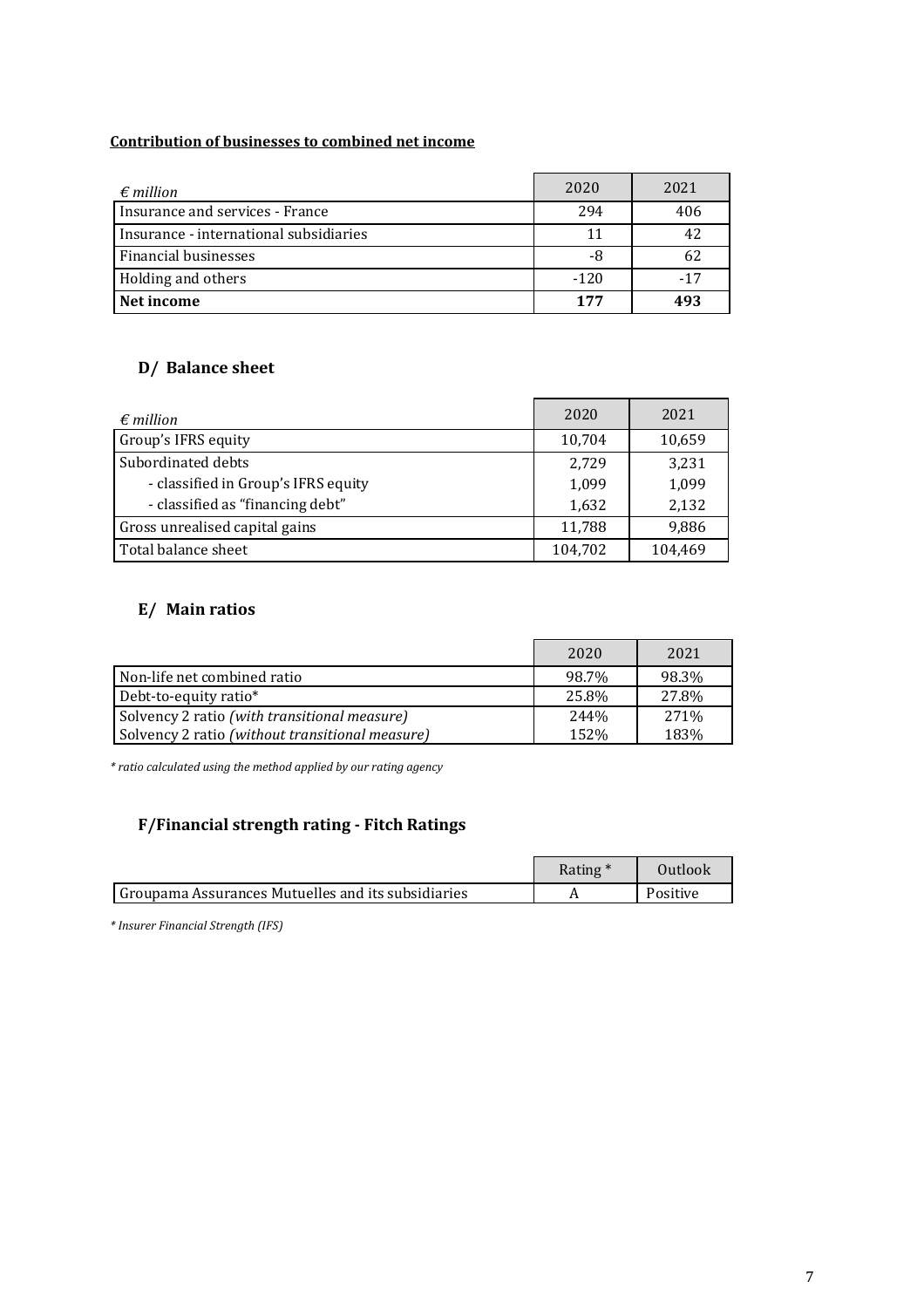**Contribution of businesses to combined net income**

| *€ million* | 2020 | 2021 |
|---|---|---|
| Insurance and services - France | 294 | 406 |
| Insurance - international subsidiaries | 11 | 42 |
| Financial businesses | -8 | 62 |
| Holding and others | -120 | -17 |
| **Net income** | **177** | **493** |

## D/ Balance sheet

| *€ million* | 2020 | 2021 |
|---|---|---|
| Group's IFRS equity | 10,704 | 10,659 |
| Subordinated debts | 2,729 | 3,231 |
| - classified in Group's IFRS equity | 1,099 | 1,099 |
| - classified as "financing debt" | 1,632 | 2,132 |
| Gross unrealised capital gains | 11,788 | 9,886 |
| Total balance sheet | 104,702 | 104,469 |

## E/ Main ratios

| | 2020 | 2021 |
|---|---|---|
| Non-life net combined ratio | 98.7% | 98.3% |
| Debt-to-equity ratio* | 25.8% | 27.8% |
| Solvency 2 ratio *(with transitional measure)* | 244% | 271% |
| Solvency 2 ratio *(without transitional measure)* | 152% | 183% |

*\* ratio calculated using the method applied by our rating agency*

## F/Financial strength rating - Fitch Ratings

| | Rating * | Outlook |
|---|---|---|
| Groupama Assurances Mutuelles and its subsidiaries | A | Positive |

*\* Insurer Financial Strength (IFS)*